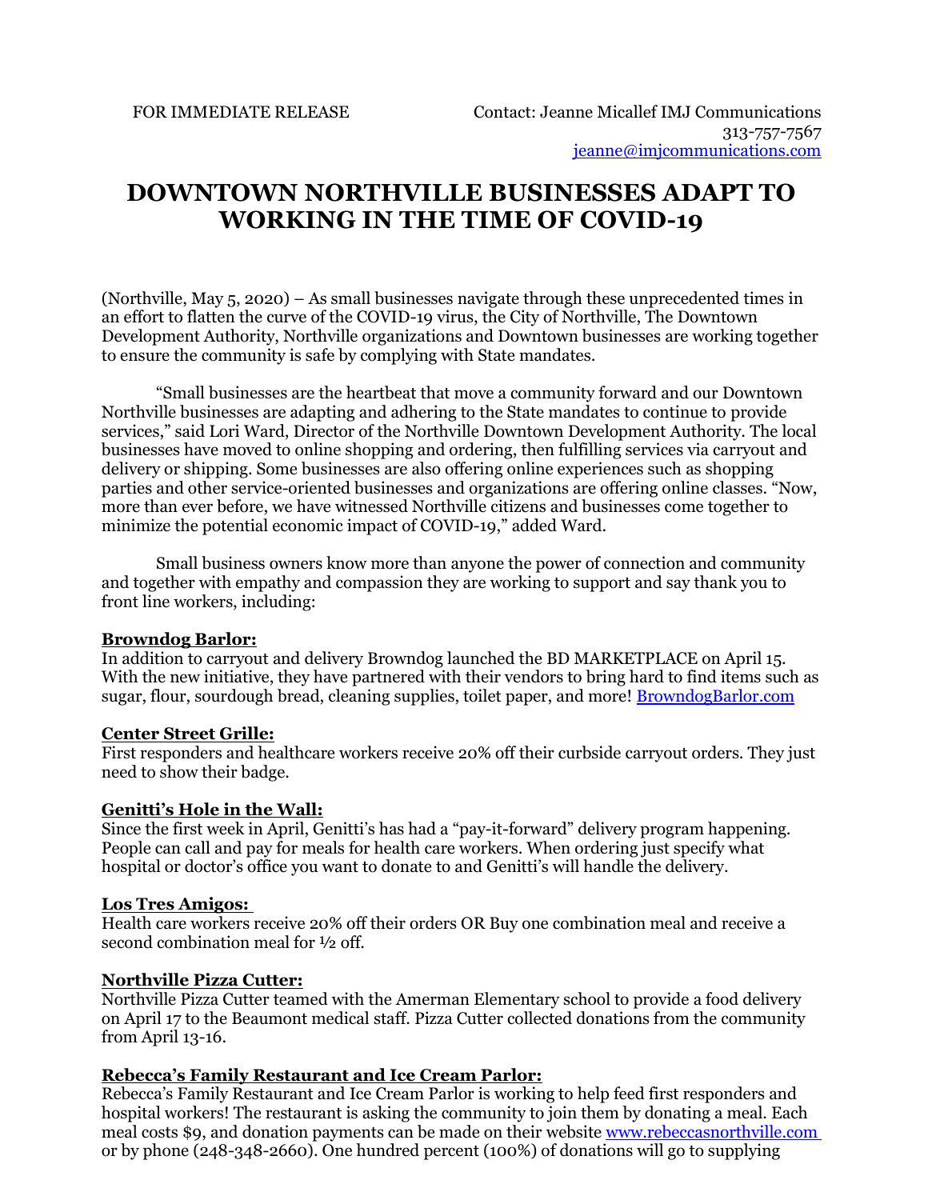FOR IMMEDIATE RELEASE

Contact: Jeanne Micallef IMJ Communications
313-757-7567
jeanne@imjcommunications.com

# DOWNTOWN NORTHVILLE BUSINESSES ADAPT TO WORKING IN THE TIME OF COVID-19

(Northville, May 5, 2020) – As small businesses navigate through these unprecedented times in an effort to flatten the curve of the COVID-19 virus, the City of Northville, The Downtown Development Authority, Northville organizations and Downtown businesses are working together to ensure the community is safe by complying with State mandates.

"Small businesses are the heartbeat that move a community forward and our Downtown Northville businesses are adapting and adhering to the State mandates to continue to provide services," said Lori Ward, Director of the Northville Downtown Development Authority. The local businesses have moved to online shopping and ordering, then fulfilling services via carryout and delivery or shipping. Some businesses are also offering online experiences such as shopping parties and other service-oriented businesses and organizations are offering online classes. "Now, more than ever before, we have witnessed Northville citizens and businesses come together to minimize the potential economic impact of COVID-19," added Ward.

Small business owners know more than anyone the power of connection and community and together with empathy and compassion they are working to support and say thank you to front line workers, including:

**Browndog Barlor:**
In addition to carryout and delivery Browndog launched the BD MARKETPLACE on April 15. With the new initiative, they have partnered with their vendors to bring hard to find items such as sugar, flour, sourdough bread, cleaning supplies, toilet paper, and more! BrowndogBarlor.com

**Center Street Grille:**
First responders and healthcare workers receive 20% off their curbside carryout orders. They just need to show their badge.

**Genitti's Hole in the Wall:**
Since the first week in April, Genitti's has had a "pay-it-forward" delivery program happening. People can call and pay for meals for health care workers. When ordering just specify what hospital or doctor's office you want to donate to and Genitti's will handle the delivery.

**Los Tres Amigos:**
Health care workers receive 20% off their orders OR Buy one combination meal and receive a second combination meal for ½ off.

**Northville Pizza Cutter:**
Northville Pizza Cutter teamed with the Amerman Elementary school to provide a food delivery on April 17 to the Beaumont medical staff. Pizza Cutter collected donations from the community from April 13-16.

**Rebecca's Family Restaurant and Ice Cream Parlor:**
Rebecca's Family Restaurant and Ice Cream Parlor is working to help feed first responders and hospital workers! The restaurant is asking the community to join them by donating a meal. Each meal costs $9, and donation payments can be made on their website www.rebeccasnorthville.com or by phone (248-348-2660). One hundred percent (100%) of donations will go to supplying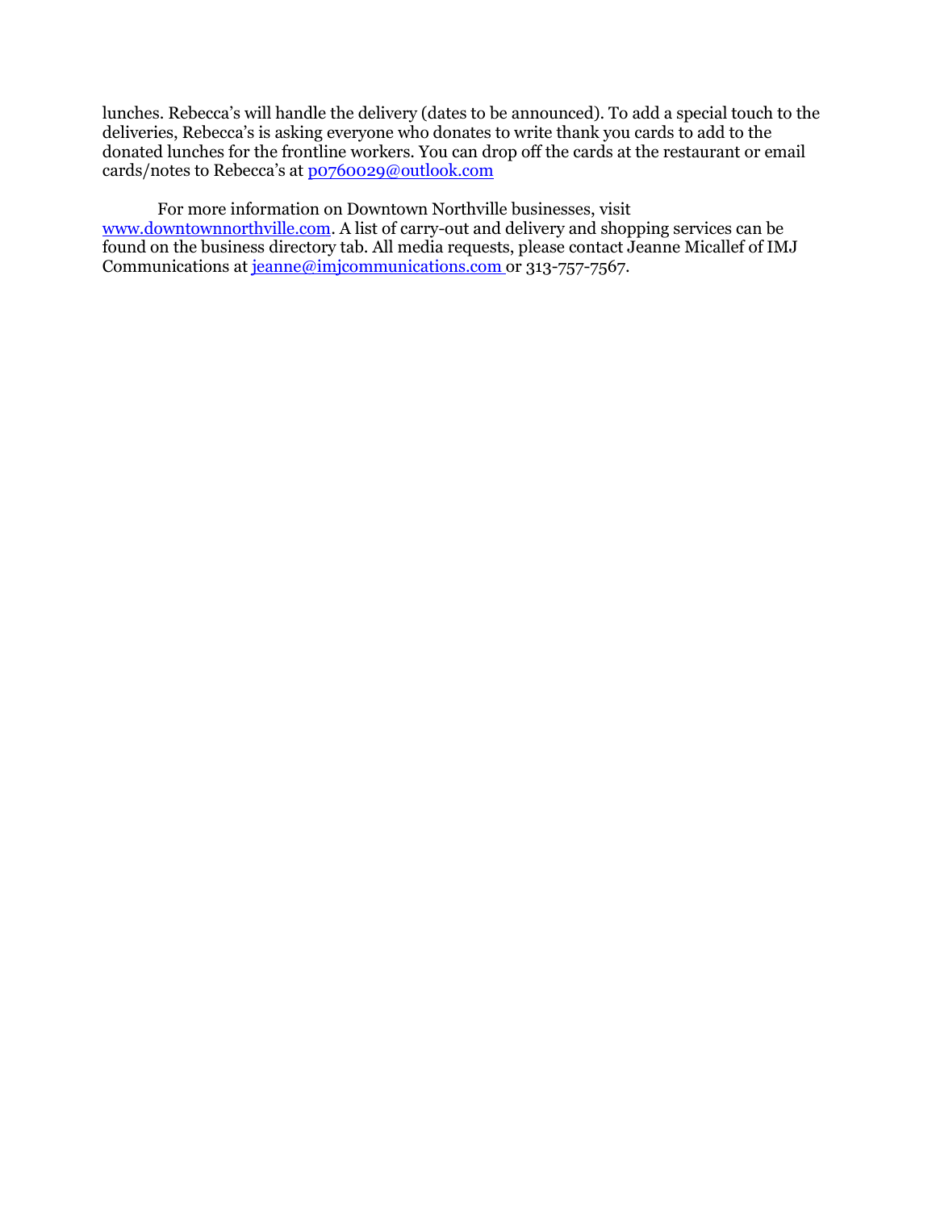lunches. Rebecca's will handle the delivery (dates to be announced). To add a special touch to the deliveries, Rebecca's is asking everyone who donates to write thank you cards to add to the donated lunches for the frontline workers. You can drop off the cards at the restaurant or email cards/notes to Rebecca's at p0760029@outlook.com

For more information on Downtown Northville businesses, visit www.downtownnorthville.com. A list of carry-out and delivery and shopping services can be found on the business directory tab. All media requests, please contact Jeanne Micallef of IMJ Communications at jeanne@imjcommunications.com or 313-757-7567.